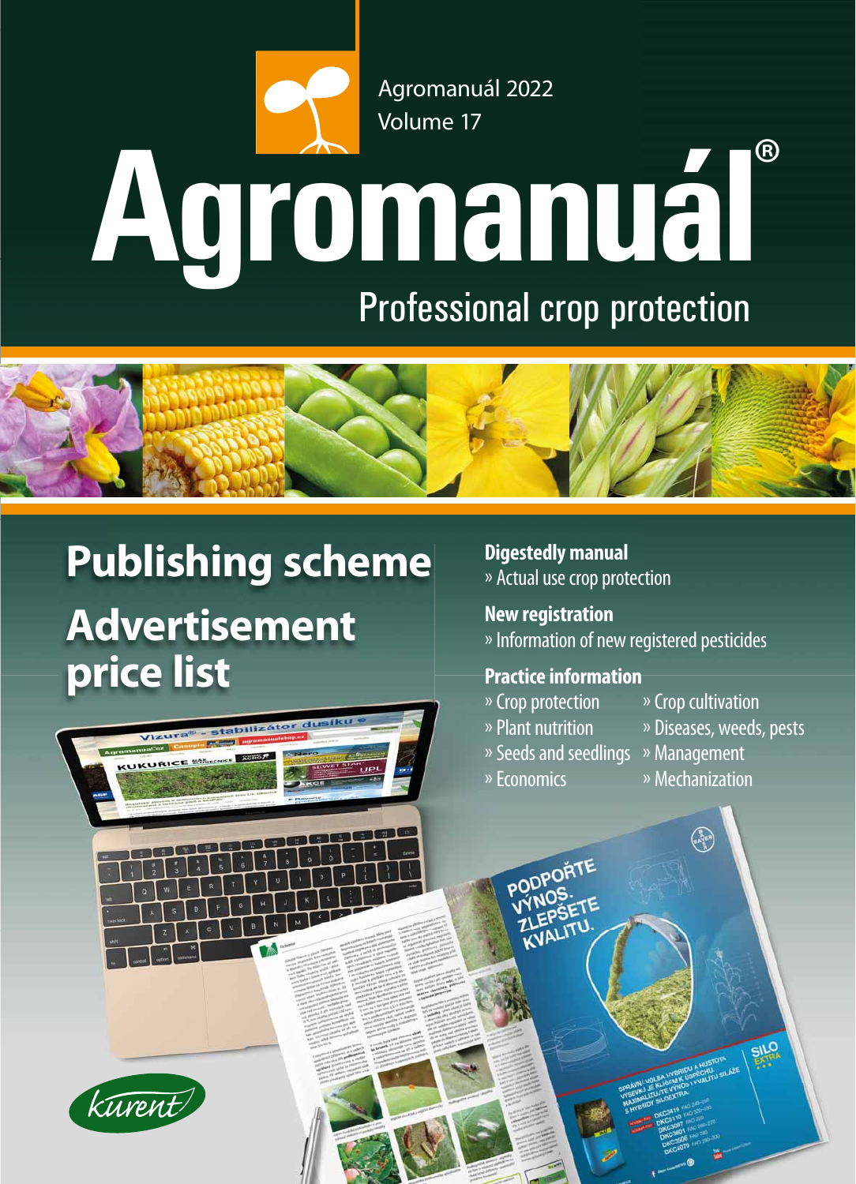Agromanuál 2022
Volume 17

# Agromanuál®

Professional crop protection

## Publishing scheme

## Advertisement price list

**Digestedly manual**
» Actual use crop protection

**New registration**
» Information of new registered pesticides

**Practice information**
» Crop protection
» Plant nutrition
» Seeds and seedlings
» Economics
» Crop cultivation
» Diseases, weeds, pests
» Management
» Mechanization

kurent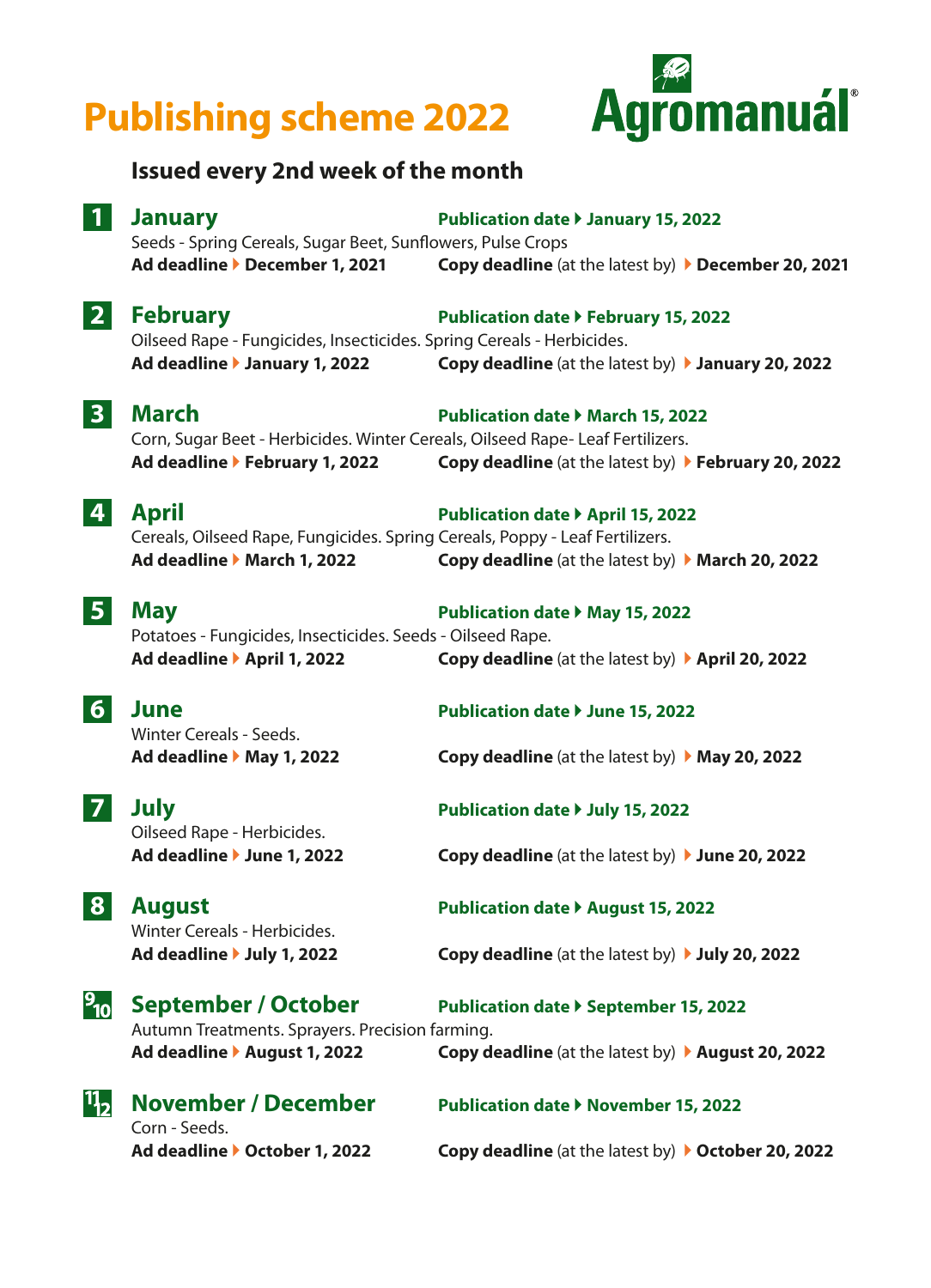# Publishing scheme 2022

Agromanuál®

### Issued every 2nd week of the month

## 1 January

**Publication date ▸ January 15, 2022**

Seeds - Spring Cereals, Sugar Beet, Sunflowers, Pulse Crops

**Ad deadline ▸ December 1, 2021** **Copy deadline** (at the latest by) **▸ December 20, 2021**

## 2 February

**Publication date ▸ February 15, 2022**

Oilseed Rape - Fungicides, Insecticides. Spring Cereals - Herbicides.

**Ad deadline ▸ January 1, 2022** **Copy deadline** (at the latest by) **▸ January 20, 2022**

## 3 March

**Publication date ▸ March 15, 2022**

Corn, Sugar Beet - Herbicides. Winter Cereals, Oilseed Rape- Leaf Fertilizers.

**Ad deadline ▸ February 1, 2022** **Copy deadline** (at the latest by) **▸ February 20, 2022**

## 4 April

**Publication date ▸ April 15, 2022**

Cereals, Oilseed Rape, Fungicides. Spring Cereals, Poppy - Leaf Fertilizers.

**Ad deadline ▸ March 1, 2022** **Copy deadline** (at the latest by) **▸ March 20, 2022**

## 5 May

**Publication date ▸ May 15, 2022**

Potatoes - Fungicides, Insecticides. Seeds - Oilseed Rape.

**Ad deadline ▸ April 1, 2022** **Copy deadline** (at the latest by) **▸ April 20, 2022**

## 6 June

**Publication date ▸ June 15, 2022**

Winter Cereals - Seeds.

**Ad deadline ▸ May 1, 2022** **Copy deadline** (at the latest by) **▸ May 20, 2022**

## 7 July

**Publication date ▸ July 15, 2022**

Oilseed Rape - Herbicides.

**Ad deadline ▸ June 1, 2022** **Copy deadline** (at the latest by) **▸ June 20, 2022**

## 8 August

**Publication date ▸ August 15, 2022**

Winter Cereals - Herbicides.

**Ad deadline ▸ July 1, 2022** **Copy deadline** (at the latest by) **▸ July 20, 2022**

## 9/10 September / October

**Publication date ▸ September 15, 2022**

Autumn Treatments. Sprayers. Precision farming.

**Ad deadline ▸ August 1, 2022** **Copy deadline** (at the latest by) **▸ August 20, 2022**

## 11/12 November / December

**Publication date ▸ November 15, 2022**

Corn - Seeds.

**Ad deadline ▸ October 1, 2022** **Copy deadline** (at the latest by) **▸ October 20, 2022**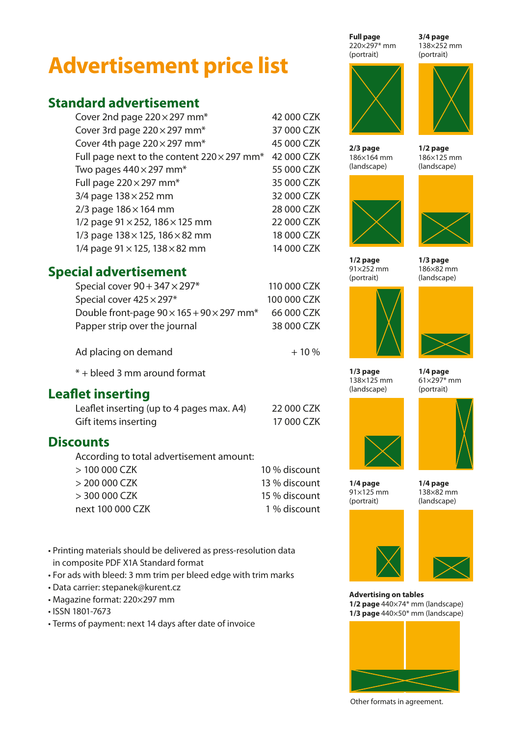# Advertisement price list

## Standard advertisement

| | |
|---|---|
| Cover 2nd page 220 × 297 mm* | 42 000 CZK |
| Cover 3rd page 220 × 297 mm* | 37 000 CZK |
| Cover 4th page 220 × 297 mm* | 45 000 CZK |
| Full page next to the content 220 × 297 mm* | 42 000 CZK |
| Two pages 440 × 297 mm* | 55 000 CZK |
| Full page 220 × 297 mm* | 35 000 CZK |
| 3/4 page 138 × 252 mm | 32 000 CZK |
| 2/3 page 186 × 164 mm | 28 000 CZK |
| 1/2 page 91 × 252, 186 × 125 mm | 22 000 CZK |
| 1/3 page 138 × 125, 186 × 82 mm | 18 000 CZK |
| 1/4 page 91 × 125, 138 × 82 mm | 14 000 CZK |

## Special advertisement

| | |
|---|---|
| Special cover 90 + 347 × 297* | 110 000 CZK |
| Special cover 425 × 297* | 100 000 CZK |
| Double front-page 90 × 165 + 90 × 297 mm* | 66 000 CZK |
| Papper strip over the journal | 38 000 CZK |
| Ad placing on demand | + 10 % |

* + bleed 3 mm around format

## Leaflet inserting

| | |
|---|---|
| Leaflet inserting (up to 4 pages max. A4) | 22 000 CZK |
| Gift items inserting | 17 000 CZK |

## Discounts

According to total advertisement amount:

| | |
|---|---|
| > 100 000 CZK | 10 % discount |
| > 200 000 CZK | 13 % discount |
| > 300 000 CZK | 15 % discount |
| next 100 000 CZK | 1 % discount |

- Printing materials should be delivered as press-resolution data in composite PDF X1A Standard format
- For ads with bleed: 3 mm trim per bleed edge with trim marks
- Data carrier: stepanek@kurent.cz
- Magazine format: 220×297 mm
- ISSN 1801-7673
- Terms of payment: next 14 days after date of invoice

**Full page** 220×297* mm (portrait)

**3/4 page** 138×252 mm (portrait)

**2/3 page** 186×164 mm (landscape)

**1/2 page** 186×125 mm (landscape)

**1/2 page** 91×252 mm (portrait)

**1/3 page** 186×82 mm (landscape)

**1/3 page** 138×125 mm (landscape)

**1/4 page** 61×297* mm (portrait)

**1/4 page** 91×125 mm (portrait)

**1/4 page** 138×82 mm (landscape)

**Advertising on tables**
**1/2 page** 440×74* mm (landscape)
**1/3 page** 440×50* mm (landscape)

Other formats in agreement.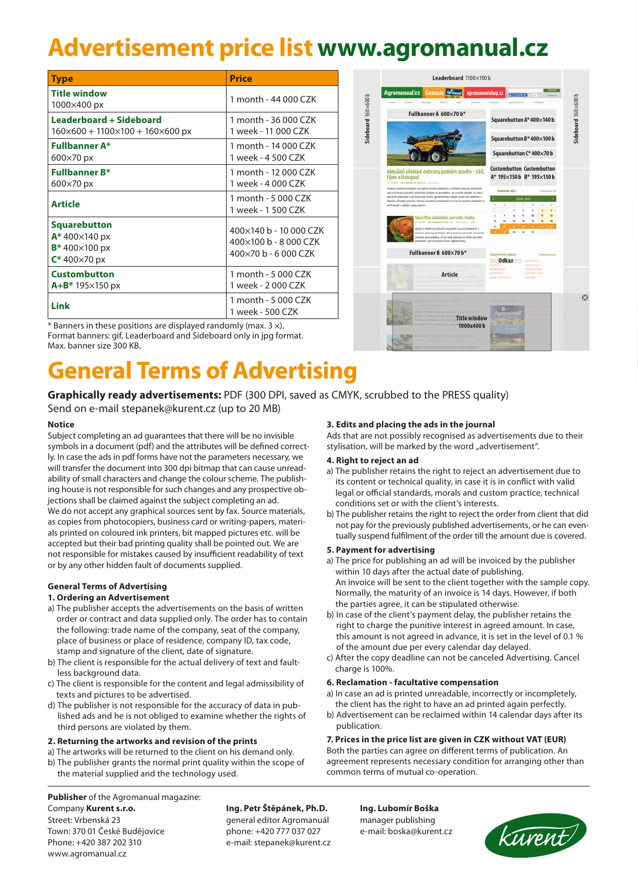# Advertisement price list www.agromanual.cz

| Type | Price |
|---|---|
| **Title window** 1000×400 px | 1 month - 44 000 CZK |
| **Leaderboard + Sideboard** 160×600 + 1100×100 + 160×600 px | 1 month - 36 000 CZK<br>1 week - 11 000 CZK |
| **Fullbanner A*** 600×70 px | 1 month - 14 000 CZK<br>1 week - 4 500 CZK |
| **Fullbanner B*** 600×70 px | 1 month - 12 000 CZK<br>1 week - 4 000 CZK |
| **Article** | 1 month - 5 000 CZK<br>1 week - 1 500 CZK |
| **Squarebutton**<br>**A*** 400×140 px<br>**B*** 400×100 px<br>**C*** 400×70 px | 400×140 b - 10 000 CZK<br>400×100 b - 8 000 CZK<br>400×70 b - 6 000 CZK |
| **Custombutton** **A+B*** 195×150 px | 1 month - 5 000 CZK<br>1 week - 2 000 CZK |
| **Link** | 1 month - 5 000 CZK<br>1 week - 500 CZK |

* Banners in these positions are displayed randomly (max. 3 ×).
Format banners: gif, Leaderboard and Sideboard only in jpg format.
Max. banner size 300 KB.

Leaderboard 1100×100 b
Sideboard 160×600 b
Fullbanner A 600×70 b*
Squarebutton A* 400×140 b
Squarebutton B* 400×100 b
Squarebutton C* 400×70 b
Custombutton A* 195×150 b
Custombutton B* 195×150 b
Fullbanner B 600×70 b*
Article
Odkaz
Title window 1000x400 b
Sideboard 160×600 b

# General Terms of Advertising

**Graphically ready advertisements:** PDF (300 DPI, saved as CMYK, scrubbed to the PRESS quality)
Send on e-mail stepanek@kurent.cz (up to 20 MB)

### Notice

Subject completing an ad guarantees that there will be no invisible symbols in a document (pdf) and the attributes will be defined correctly. In case the ads in pdf forms have not the parameters necessary, we will transfer the document into 300 dpi bitmap that can cause unreadability of small characters and change the colour scheme. The publishing house is not responsible for such changes and any prospective objections shall be claimed against the subject completing an ad.
We do not accept any graphical sources sent by fax. Source materials, as copies from photocopiers, business card or writing-papers, materials printed on coloured ink printers, bit mapped pictures etc. will be accepted but their bad printing quality shall be pointed out. We are not responsible for mistakes caused by insufficient readability of text or by any other hidden fault of documents supplied.

### General Terms of Advertising

**1. Ordering an Advertisement**

a) The publisher accepts the advertisements on the basis of written order or contract and data supplied only. The order has to contain the following: trade name of the company, seat of the company, place of business or place of residence, company ID, tax code, stamp and signature of the client, date of signature.
b) The client is responsible for the actual delivery of text and faultless background data.
c) The client is responsible for the content and legal admissibility of texts and pictures to be advertised.
d) The publisher is not responsible for the accuracy of data in published ads and he is not obliged to examine whether the rights of third persons are violated by them.

**2. Returning the artworks and revision of the prints**

a) The artworks will be returned to the client on his demand only.
b) The publisher grants the normal print quality within the scope of the material supplied and the technology used.

**3. Edits and placing the ads in the journal**

Ads that are not possibly recognised as advertisements due to their stylisation, will be marked by the word „advertisement".

**4. Right to reject an ad**

a) The publisher retains the right to reject an advertisement due to its content or technical quality, in case it is in conflict with valid legal or official standards, morals and custom practice, technical conditions set or with the client's interests.
b) The publisher retains the right to reject the order from client that did not pay for the previously published advertisements, or he can eventually suspend fulfilment of the order till the amount due is covered.

**5. Payment for advertising**

a) The price for publishing an ad will be invoiced by the publisher within 10 days after the actual date of publishing.
An invoice will be sent to the client together with the sample copy. Normally, the maturity of an invoice is 14 days. However, if both the parties agree, it can be stipulated otherwise.
b) In case of the client's payment delay, the publisher retains the right to charge the punitive interest in agreed amount. In case, this amount is not agreed in advance, it is set in the level of 0.1 % of the amount due per every calendar day delayed.
c) After the copy deadline can not be canceled Advertising. Cancel charge is 100%.

**6. Reclamation - facultative compensation**

a) In case an ad is printed unreadable, incorrectly or incompletely, the client has the right to have an ad printed again perfectly.
b) Advertisement can be reclaimed within 14 calendar days after its publication.

**7. Prices in the price list are given in CZK without VAT (EUR)**

Both the parties can agree on different terms of publication. An agreement represents necessary condition for arranging other than common terms of mutual co-operation.

---

**Publisher** of the Agromanual magazine:
Company **Kurent s.r.o.**
Street: Vrbenská 23
Town: 370 01 České Budějovice
Phone: +420 387 202 310
www.agromanual.cz

**Ing. Petr Štěpánek, Ph.D.**
general editor Agromanuál
phone: +420 777 037 027
e-mail: stepanek@kurent.cz

**Ing. Lubomír Boška**
manager publishing
e-mail: boska@kurent.cz

kurent